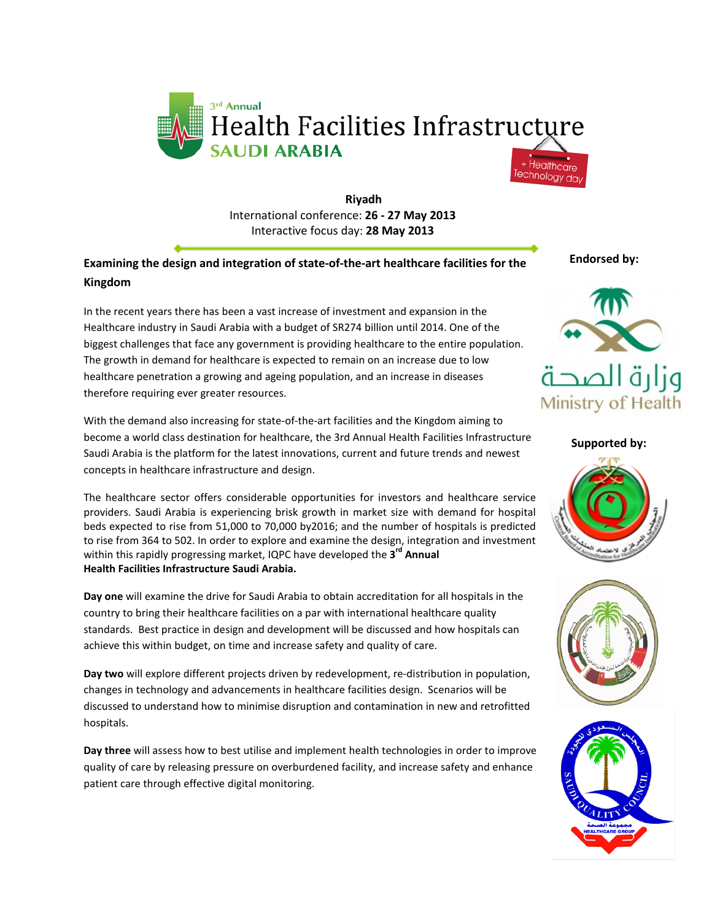# 3rd Annual Health Facilities Infrastructure SAUDI ARABIA

+ Healthcare Technology day

**Riyadh**
International conference: **26 - 27 May 2013**
Interactive focus day: **28 May 2013**

**Endorsed by:**

وزارة الصحة
Ministry of Health

**Supported by:**

## Examining the design and integration of state-of-the-art healthcare facilities for the Kingdom

In the recent years there has been a vast increase of investment and expansion in the Healthcare industry in Saudi Arabia with a budget of SR274 billion until 2014. One of the biggest challenges that face any government is providing healthcare to the entire population. The growth in demand for healthcare is expected to remain on an increase due to low healthcare penetration a growing and ageing population, and an increase in diseases therefore requiring ever greater resources.

With the demand also increasing for state-of-the-art facilities and the Kingdom aiming to become a world class destination for healthcare, the 3rd Annual Health Facilities Infrastructure Saudi Arabia is the platform for the latest innovations, current and future trends and newest concepts in healthcare infrastructure and design.

The healthcare sector offers considerable opportunities for investors and healthcare service providers. Saudi Arabia is experiencing brisk growth in market size with demand for hospital beds expected to rise from 51,000 to 70,000 by2016; and the number of hospitals is predicted to rise from 364 to 502. In order to explore and examine the design, integration and investment within this rapidly progressing market, IQPC have developed the **3rd Annual Health Facilities Infrastructure Saudi Arabia.**

**Day one** will examine the drive for Saudi Arabia to obtain accreditation for all hospitals in the country to bring their healthcare facilities on a par with international healthcare quality standards. Best practice in design and development will be discussed and how hospitals can achieve this within budget, on time and increase safety and quality of care.

**Day two** will explore different projects driven by redevelopment, re-distribution in population, changes in technology and advancements in healthcare facilities design. Scenarios will be discussed to understand how to minimise disruption and contamination in new and retrofitted hospitals.

**Day three** will assess how to best utilise and implement health technologies in order to improve quality of care by releasing pressure on overburdened facility, and increase safety and enhance patient care through effective digital monitoring.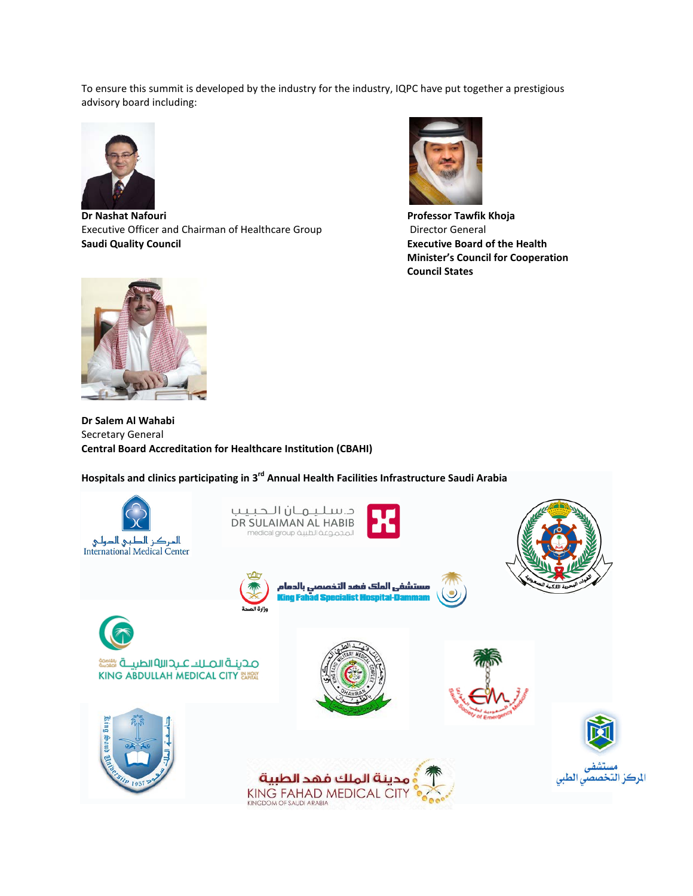To ensure this summit is developed by the industry for the industry, IQPC have put together a prestigious advisory board including:

**Dr Nashat Nafouri**
Executive Officer and Chairman of Healthcare Group
**Saudi Quality Council**

**Professor Tawfik Khoja**
Director General
**Executive Board of the Health Minister's Council for Cooperation Council States**

**Dr Salem Al Wahabi**
Secretary General
**Central Board Accreditation for Healthcare Institution (CBAHI)**

**Hospitals and clinics participating in 3rd Annual Health Facilities Infrastructure Saudi Arabia**

المركز الطبي الدولي
International Medical Center

د.سليمان الحبيب
DR SULAIMAN AL HABIB
medical group المجموعة الطبية

القوات البحرية الملكية السعودية

وزارة الصحة

مستشفى الملك فهد التخصصي بالدمام
King Fahad Specialist Hospital-Dammam

مدينة الملك عبدالله الطبية بالعاصمة المقدسة
KING ABDULLAH MEDICAL CITY IN HOLY CAPITAL

مجمع الملك فهد الطبي العسكري بالظهران
KING FAHD MILITARY MEDICAL COMPLEX DHAHRAN

الجمعية السعودية لطب الطوارئ
Saudi Society of Emergency Medicine

جامعة الملك سعود
King Saud University 1957

مدينة الملك فهد الطبية
KING FAHAD MEDICAL CITY
KINGDOM OF SAUDI ARABIA

مستشفى المركز التخصصي الطبي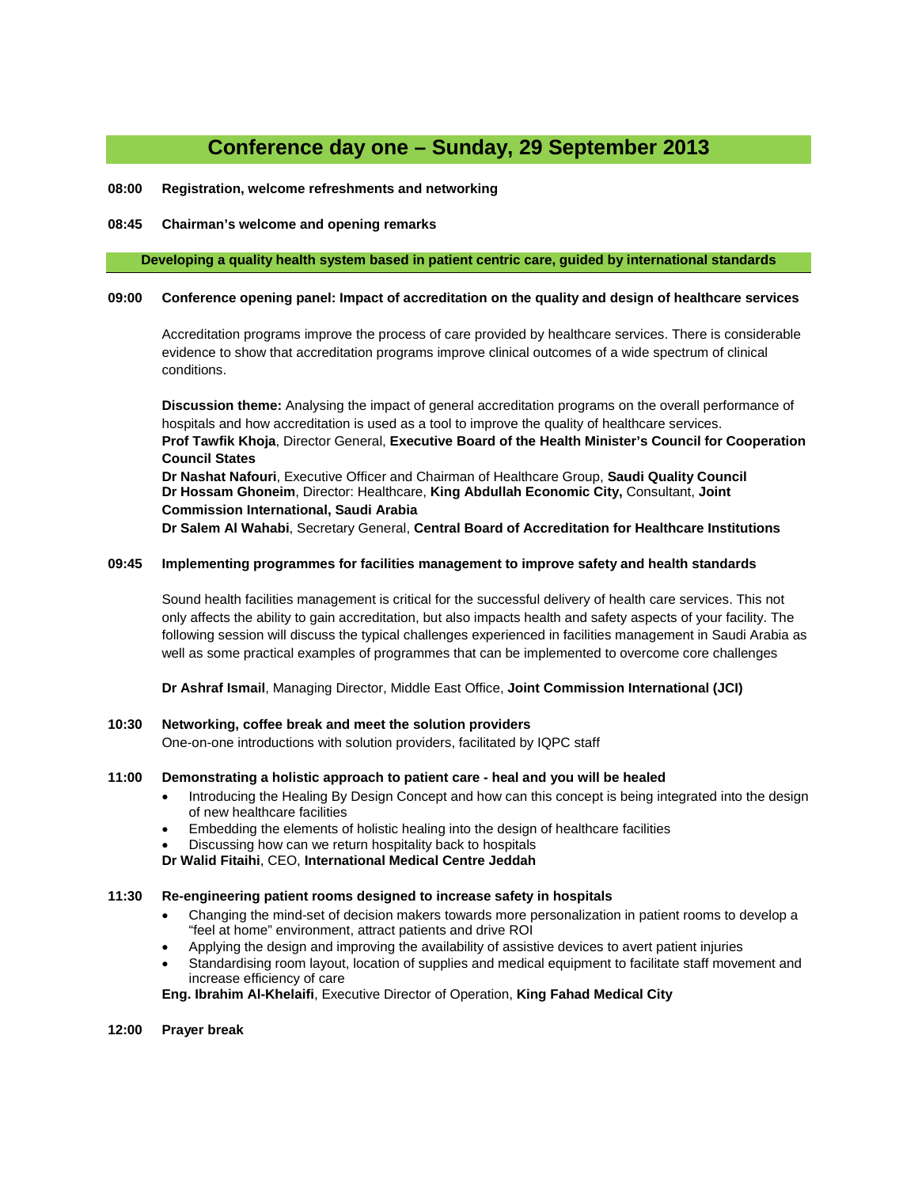## Conference day one – Sunday, 29 September 2013

**08:00 Registration, welcome refreshments and networking**

**08:45 Chairman's welcome and opening remarks**

### Developing a quality health system based in patient centric care, guided by international standards

**09:00 Conference opening panel: Impact of accreditation on the quality and design of healthcare services**

Accreditation programs improve the process of care provided by healthcare services. There is considerable evidence to show that accreditation programs improve clinical outcomes of a wide spectrum of clinical conditions.

**Discussion theme:** Analysing the impact of general accreditation programs on the overall performance of hospitals and how accreditation is used as a tool to improve the quality of healthcare services.

**Prof Tawfik Khoja**, Director General, **Executive Board of the Health Minister's Council for Cooperation Council States**

**Dr Nashat Nafouri**, Executive Officer and Chairman of Healthcare Group, **Saudi Quality Council**

**Dr Hossam Ghoneim**, Director: Healthcare, **King Abdullah Economic City,** Consultant, **Joint Commission International, Saudi Arabia**

**Dr Salem Al Wahabi**, Secretary General, **Central Board of Accreditation for Healthcare Institutions**

**09:45 Implementing programmes for facilities management to improve safety and health standards**

Sound health facilities management is critical for the successful delivery of health care services. This not only affects the ability to gain accreditation, but also impacts health and safety aspects of your facility. The following session will discuss the typical challenges experienced in facilities management in Saudi Arabia as well as some practical examples of programmes that can be implemented to overcome core challenges

**Dr Ashraf Ismail**, Managing Director, Middle East Office, **Joint Commission International (JCI)**

**10:30 Networking, coffee break and meet the solution providers**

One-on-one introductions with solution providers, facilitated by IQPC staff

**11:00 Demonstrating a holistic approach to patient care - heal and you will be healed**

- Introducing the Healing By Design Concept and how can this concept is being integrated into the design of new healthcare facilities
- Embedding the elements of holistic healing into the design of healthcare facilities
- Discussing how can we return hospitality back to hospitals

**Dr Walid Fitaihi**, CEO, **International Medical Centre Jeddah**

**11:30 Re-engineering patient rooms designed to increase safety in hospitals**

- Changing the mind-set of decision makers towards more personalization in patient rooms to develop a "feel at home" environment, attract patients and drive ROI
- Applying the design and improving the availability of assistive devices to avert patient injuries
- Standardising room layout, location of supplies and medical equipment to facilitate staff movement and increase efficiency of care

**Eng. Ibrahim Al-Khelaifi**, Executive Director of Operation, **King Fahad Medical City**

**12:00 Prayer break**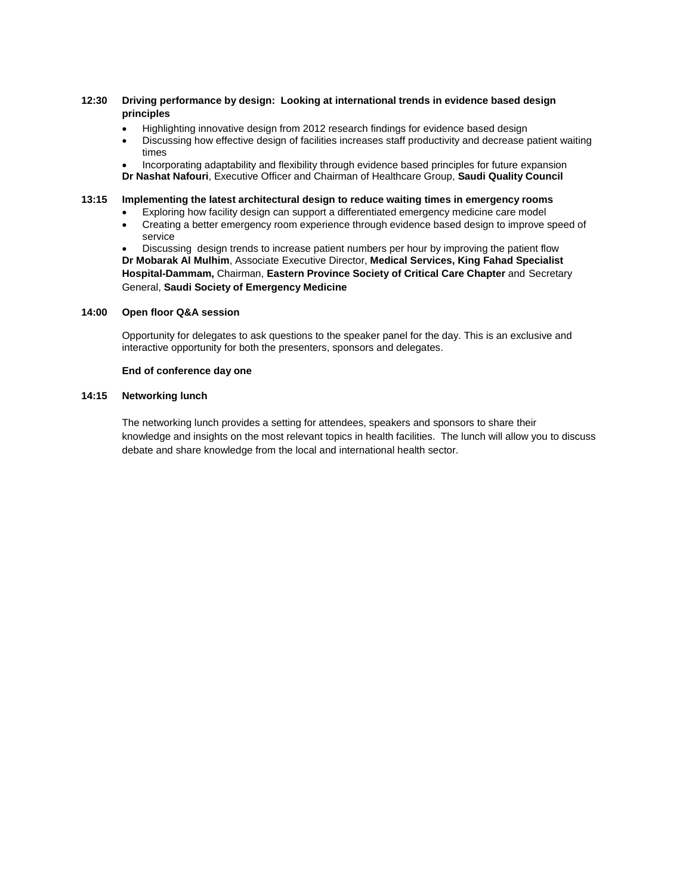**12:30 Driving performance by design: Looking at international trends in evidence based design principles**

- Highlighting innovative design from 2012 research findings for evidence based design
- Discussing how effective design of facilities increases staff productivity and decrease patient waiting times
- Incorporating adaptability and flexibility through evidence based principles for future expansion

**Dr Nashat Nafouri**, Executive Officer and Chairman of Healthcare Group, **Saudi Quality Council**

**13:15 Implementing the latest architectural design to reduce waiting times in emergency rooms**

- Exploring how facility design can support a differentiated emergency medicine care model
- Creating a better emergency room experience through evidence based design to improve speed of service
- Discussing design trends to increase patient numbers per hour by improving the patient flow

**Dr Mobarak Al Mulhim**, Associate Executive Director, **Medical Services, King Fahad Specialist Hospital-Dammam,** Chairman, **Eastern Province Society of Critical Care Chapter** and Secretary General, **Saudi Society of Emergency Medicine**

**14:00 Open floor Q&A session**

Opportunity for delegates to ask questions to the speaker panel for the day. This is an exclusive and interactive opportunity for both the presenters, sponsors and delegates.

**End of conference day one**

**14:15 Networking lunch**

The networking lunch provides a setting for attendees, speakers and sponsors to share their knowledge and insights on the most relevant topics in health facilities. The lunch will allow you to discuss debate and share knowledge from the local and international health sector.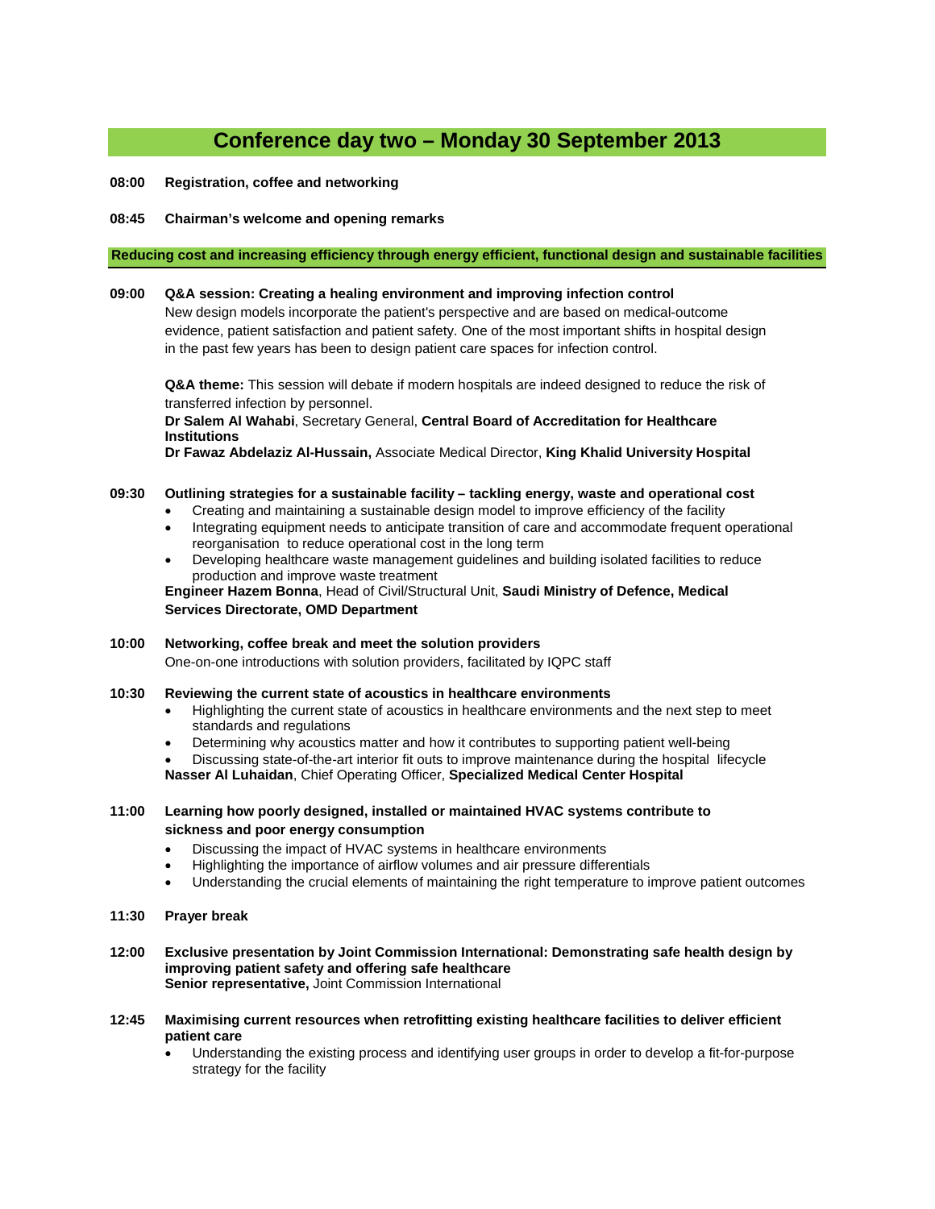## Conference day two – Monday 30 September 2013

**08:00 Registration, coffee and networking**

**08:45 Chairman's welcome and opening remarks**

### Reducing cost and increasing efficiency through energy efficient, functional design and sustainable facilities

**09:00 Q&A session: Creating a healing environment and improving infection control**

New design models incorporate the patient's perspective and are based on medical-outcome evidence, patient satisfaction and patient safety. One of the most important shifts in hospital design in the past few years has been to design patient care spaces for infection control.

**Q&A theme:** This session will debate if modern hospitals are indeed designed to reduce the risk of transferred infection by personnel.

**Dr Salem Al Wahabi**, Secretary General, **Central Board of Accreditation for Healthcare Institutions**

**Dr Fawaz Abdelaziz Al-Hussain,** Associate Medical Director, **King Khalid University Hospital**

**09:30 Outlining strategies for a sustainable facility – tackling energy, waste and operational cost**

- Creating and maintaining a sustainable design model to improve efficiency of the facility
- Integrating equipment needs to anticipate transition of care and accommodate frequent operational reorganisation to reduce operational cost in the long term
- Developing healthcare waste management guidelines and building isolated facilities to reduce production and improve waste treatment

**Engineer Hazem Bonna**, Head of Civil/Structural Unit, **Saudi Ministry of Defence, Medical Services Directorate, OMD Department**

**10:00 Networking, coffee break and meet the solution providers**

One-on-one introductions with solution providers, facilitated by IQPC staff

**10:30 Reviewing the current state of acoustics in healthcare environments**

- Highlighting the current state of acoustics in healthcare environments and the next step to meet standards and regulations
- Determining why acoustics matter and how it contributes to supporting patient well-being
- Discussing state-of-the-art interior fit outs to improve maintenance during the hospital lifecycle

**Nasser Al Luhaidan**, Chief Operating Officer, **Specialized Medical Center Hospital**

**11:00 Learning how poorly designed, installed or maintained HVAC systems contribute to sickness and poor energy consumption**

- Discussing the impact of HVAC systems in healthcare environments
- Highlighting the importance of airflow volumes and air pressure differentials
- Understanding the crucial elements of maintaining the right temperature to improve patient outcomes

**11:30 Prayer break**

**12:00 Exclusive presentation by Joint Commission International: Demonstrating safe health design by improving patient safety and offering safe healthcare**

**Senior representative,** Joint Commission International

**12:45 Maximising current resources when retrofitting existing healthcare facilities to deliver efficient patient care**

- Understanding the existing process and identifying user groups in order to develop a fit-for-purpose strategy for the facility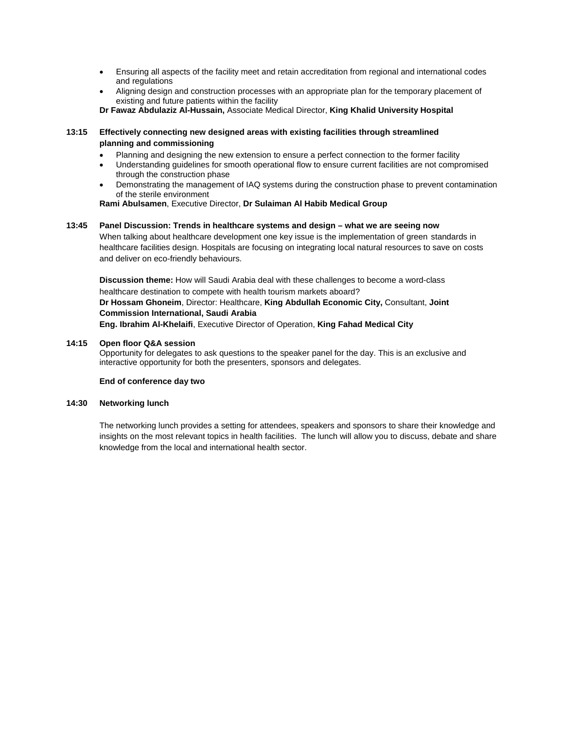- Ensuring all aspects of the facility meet and retain accreditation from regional and international codes and regulations
- Aligning design and construction processes with an appropriate plan for the temporary placement of existing and future patients within the facility

**Dr Fawaz Abdulaziz Al-Hussain,** Associate Medical Director, **King Khalid University Hospital**

**13:15 Effectively connecting new designed areas with existing facilities through streamlined planning and commissioning**

- Planning and designing the new extension to ensure a perfect connection to the former facility
- Understanding guidelines for smooth operational flow to ensure current facilities are not compromised through the construction phase
- Demonstrating the management of IAQ systems during the construction phase to prevent contamination of the sterile environment

**Rami Abulsamen**, Executive Director, **Dr Sulaiman Al Habib Medical Group**

**13:45 Panel Discussion: Trends in healthcare systems and design – what we are seeing now**

When talking about healthcare development one key issue is the implementation of green standards in healthcare facilities design. Hospitals are focusing on integrating local natural resources to save on costs and deliver on eco-friendly behaviours.

**Discussion theme:** How will Saudi Arabia deal with these challenges to become a word-class healthcare destination to compete with health tourism markets aboard?

**Dr Hossam Ghoneim**, Director: Healthcare, **King Abdullah Economic City,** Consultant, **Joint Commission International, Saudi Arabia**

**Eng. Ibrahim Al-Khelaifi**, Executive Director of Operation, **King Fahad Medical City**

**14:15 Open floor Q&A session**

Opportunity for delegates to ask questions to the speaker panel for the day. This is an exclusive and interactive opportunity for both the presenters, sponsors and delegates.

**End of conference day two**

**14:30 Networking lunch**

The networking lunch provides a setting for attendees, speakers and sponsors to share their knowledge and insights on the most relevant topics in health facilities. The lunch will allow you to discuss, debate and share knowledge from the local and international health sector.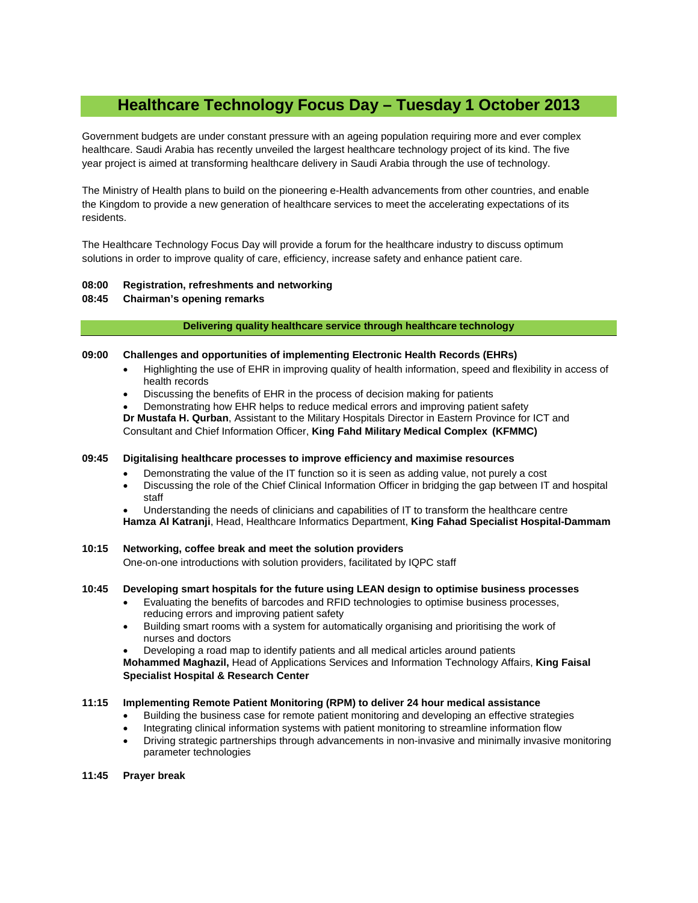# Healthcare Technology Focus Day – Tuesday 1 October 2013

Government budgets are under constant pressure with an ageing population requiring more and ever complex healthcare. Saudi Arabia has recently unveiled the largest healthcare technology project of its kind. The five year project is aimed at transforming healthcare delivery in Saudi Arabia through the use of technology.

The Ministry of Health plans to build on the pioneering e-Health advancements from other countries, and enable the Kingdom to provide a new generation of healthcare services to meet the accelerating expectations of its residents.

The Healthcare Technology Focus Day will provide a forum for the healthcare industry to discuss optimum solutions in order to improve quality of care, efficiency, increase safety and enhance patient care.

**08:00 Registration, refreshments and networking**

**08:45 Chairman's opening remarks**

## Delivering quality healthcare service through healthcare technology

**09:00 Challenges and opportunities of implementing Electronic Health Records (EHRs)**

- Highlighting the use of EHR in improving quality of health information, speed and flexibility in access of health records
- Discussing the benefits of EHR in the process of decision making for patients
- Demonstrating how EHR helps to reduce medical errors and improving patient safety

**Dr Mustafa H. Qurban**, Assistant to the Military Hospitals Director in Eastern Province for ICT and Consultant and Chief Information Officer, **King Fahd Military Medical Complex (KFMMC)**

**09:45 Digitalising healthcare processes to improve efficiency and maximise resources**

- Demonstrating the value of the IT function so it is seen as adding value, not purely a cost
- Discussing the role of the Chief Clinical Information Officer in bridging the gap between IT and hospital staff
- Understanding the needs of clinicians and capabilities of IT to transform the healthcare centre

**Hamza Al Katranji**, Head, Healthcare Informatics Department, **King Fahad Specialist Hospital-Dammam**

**10:15 Networking, coffee break and meet the solution providers**

One-on-one introductions with solution providers, facilitated by IQPC staff

**10:45 Developing smart hospitals for the future using LEAN design to optimise business processes**

- Evaluating the benefits of barcodes and RFID technologies to optimise business processes, reducing errors and improving patient safety
- Building smart rooms with a system for automatically organising and prioritising the work of nurses and doctors
- Developing a road map to identify patients and all medical articles around patients

**Mohammed Maghazil,** Head of Applications Services and Information Technology Affairs, **King Faisal Specialist Hospital & Research Center**

**11:15 Implementing Remote Patient Monitoring (RPM) to deliver 24 hour medical assistance**

- Building the business case for remote patient monitoring and developing an effective strategies
- Integrating clinical information systems with patient monitoring to streamline information flow
- Driving strategic partnerships through advancements in non-invasive and minimally invasive monitoring parameter technologies

**11:45 Prayer break**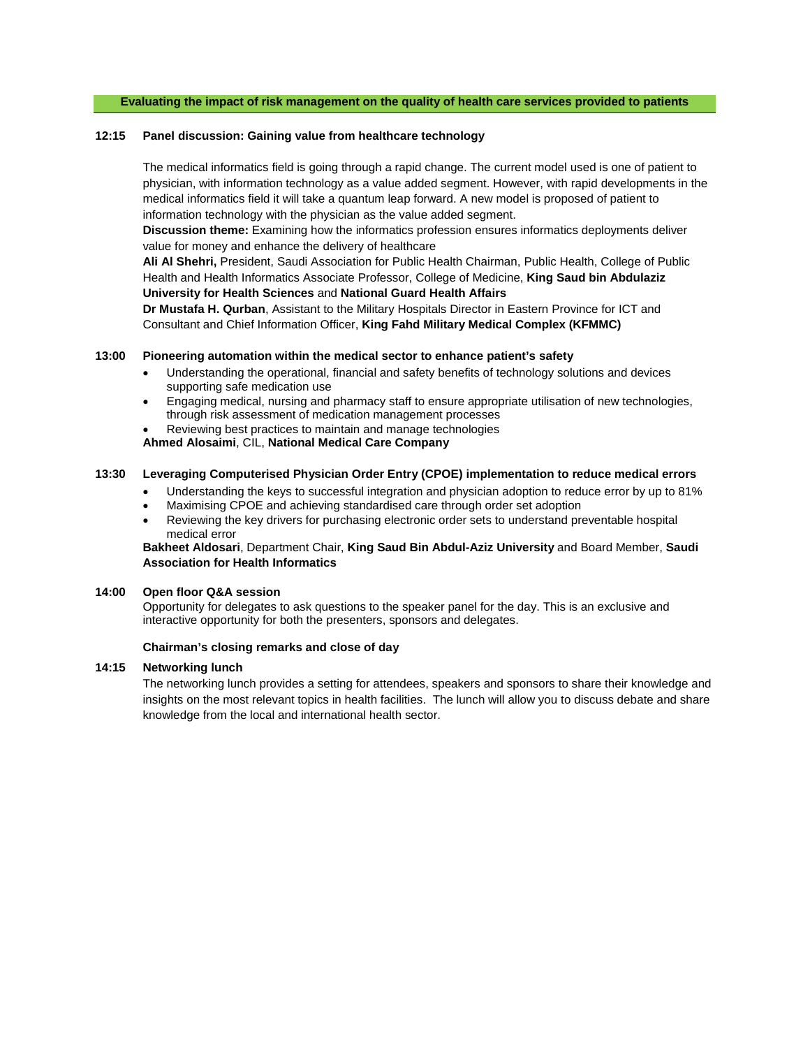**Evaluating the impact of risk management on the quality of health care services provided to patients**

**12:15 Panel discussion: Gaining value from healthcare technology**

The medical informatics field is going through a rapid change. The current model used is one of patient to physician, with information technology as a value added segment. However, with rapid developments in the medical informatics field it will take a quantum leap forward. A new model is proposed of patient to information technology with the physician as the value added segment.

**Discussion theme:** Examining how the informatics profession ensures informatics deployments deliver value for money and enhance the delivery of healthcare

**Ali Al Shehri,** President, Saudi Association for Public Health Chairman, Public Health, College of Public Health and Health Informatics Associate Professor, College of Medicine, **King Saud bin Abdulaziz University for Health Sciences** and **National Guard Health Affairs**

**Dr Mustafa H. Qurban**, Assistant to the Military Hospitals Director in Eastern Province for ICT and Consultant and Chief Information Officer, **King Fahd Military Medical Complex (KFMMC)**

**13:00 Pioneering automation within the medical sector to enhance patient's safety**

- Understanding the operational, financial and safety benefits of technology solutions and devices supporting safe medication use
- Engaging medical, nursing and pharmacy staff to ensure appropriate utilisation of new technologies, through risk assessment of medication management processes
- Reviewing best practices to maintain and manage technologies

**Ahmed Alosaimi**, CIL, **National Medical Care Company**

**13:30 Leveraging Computerised Physician Order Entry (CPOE) implementation to reduce medical errors**

- Understanding the keys to successful integration and physician adoption to reduce error by up to 81%
- Maximising CPOE and achieving standardised care through order set adoption
- Reviewing the key drivers for purchasing electronic order sets to understand preventable hospital medical error

**Bakheet Aldosari**, Department Chair, **King Saud Bin Abdul-Aziz University** and Board Member, **Saudi Association for Health Informatics**

**14:00 Open floor Q&A session**

Opportunity for delegates to ask questions to the speaker panel for the day. This is an exclusive and interactive opportunity for both the presenters, sponsors and delegates.

**Chairman's closing remarks and close of day**

**14:15 Networking lunch**

The networking lunch provides a setting for attendees, speakers and sponsors to share their knowledge and insights on the most relevant topics in health facilities. The lunch will allow you to discuss debate and share knowledge from the local and international health sector.